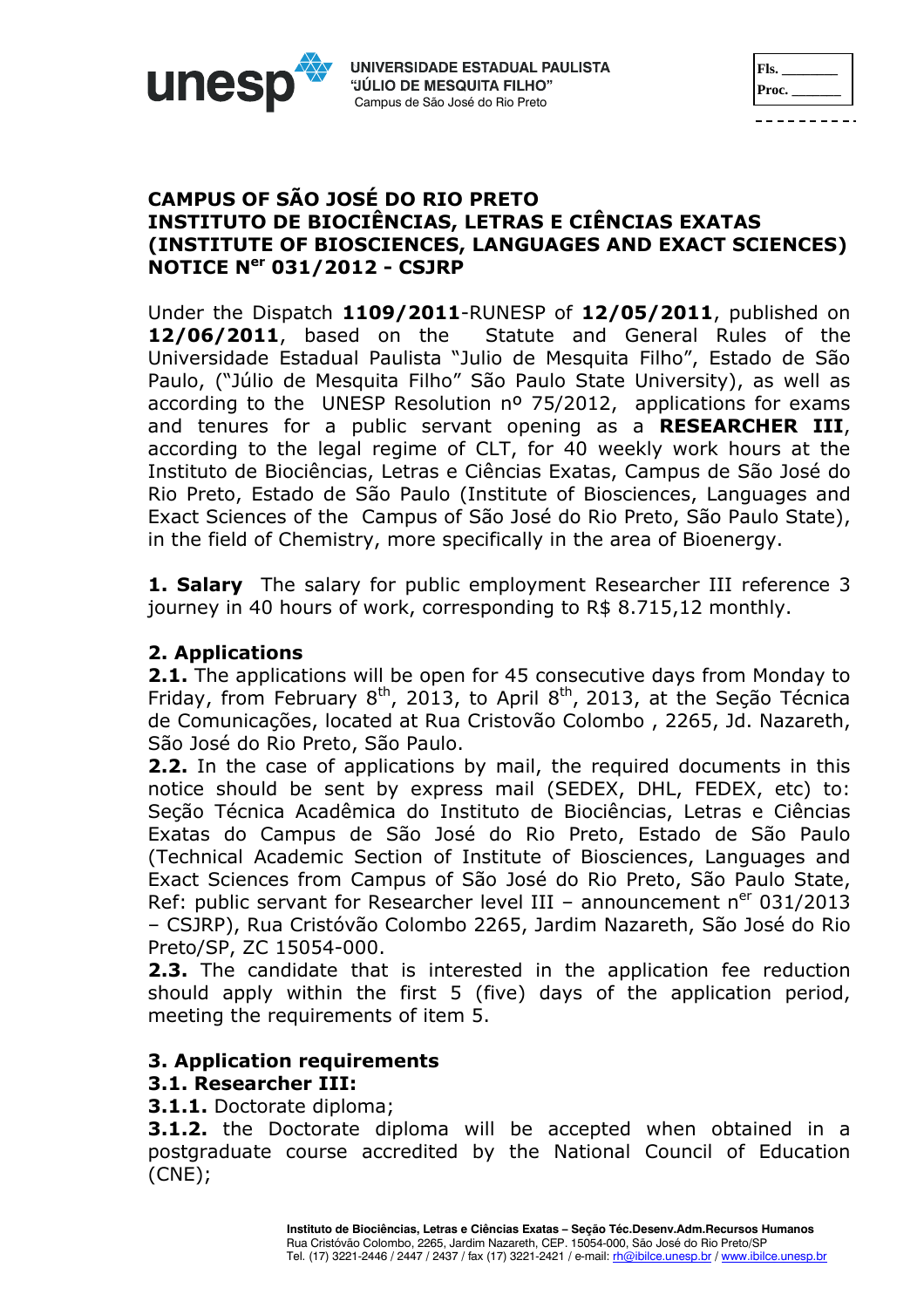UNIVERSIDADE ESTADUAL PAULISTA
"JÚLIO DE MESQUITA FILHO"
Campus de São José do Rio Preto

Fls. ________
Proc. ______

# CAMPUS OF SÃO JOSÉ DO RIO PRETO
# INSTITUTO DE BIOCIÊNCIAS, LETRAS E CIÊNCIAS EXATAS (INSTITUTE OF BIOSCIENCES, LANGUAGES AND EXACT SCIENCES)
# NOTICE N$^{er}$ 031/2012 - CSJRP

Under the Dispatch **1109/2011**-RUNESP of **12/05/2011**, published on **12/06/2011**, based on the Statute and General Rules of the Universidade Estadual Paulista "Julio de Mesquita Filho", Estado de São Paulo, ("Júlio de Mesquita Filho" São Paulo State University), as well as according to the UNESP Resolution nº 75/2012, applications for exams and tenures for a public servant opening as a **RESEARCHER III**, according to the legal regime of CLT, for 40 weekly work hours at the Instituto de Biociências, Letras e Ciências Exatas, Campus de São José do Rio Preto, Estado de São Paulo (Institute of Biosciences, Languages and Exact Sciences of the Campus of São José do Rio Preto, São Paulo State), in the field of Chemistry, more specifically in the area of Bioenergy.

**1. Salary** The salary for public employment Researcher III reference 3 journey in 40 hours of work, corresponding to R$ 8.715,12 monthly.

## 2. Applications

**2.1.** The applications will be open for 45 consecutive days from Monday to Friday, from February 8$^{th}$, 2013, to April 8$^{th}$, 2013, at the Seção Técnica de Comunicações, located at Rua Cristovão Colombo , 2265, Jd. Nazareth, São José do Rio Preto, São Paulo.

**2.2.** In the case of applications by mail, the required documents in this notice should be sent by express mail (SEDEX, DHL, FEDEX, etc) to: Seção Técnica Acadêmica do Instituto de Biociências, Letras e Ciências Exatas do Campus de São José do Rio Preto, Estado de São Paulo (Technical Academic Section of Institute of Biosciences, Languages and Exact Sciences from Campus of São José do Rio Preto, São Paulo State, Ref: public servant for Researcher level III – announcement n$^{er}$ 031/2013 – CSJRP), Rua Cristóvão Colombo 2265, Jardim Nazareth, São José do Rio Preto/SP, ZC 15054-000.

**2.3.** The candidate that is interested in the application fee reduction should apply within the first 5 (five) days of the application period, meeting the requirements of item 5.

## 3. Application requirements

### 3.1. Researcher III:

**3.1.1.** Doctorate diploma;

**3.1.2.** the Doctorate diploma will be accepted when obtained in a postgraduate course accredited by the National Council of Education (CNE);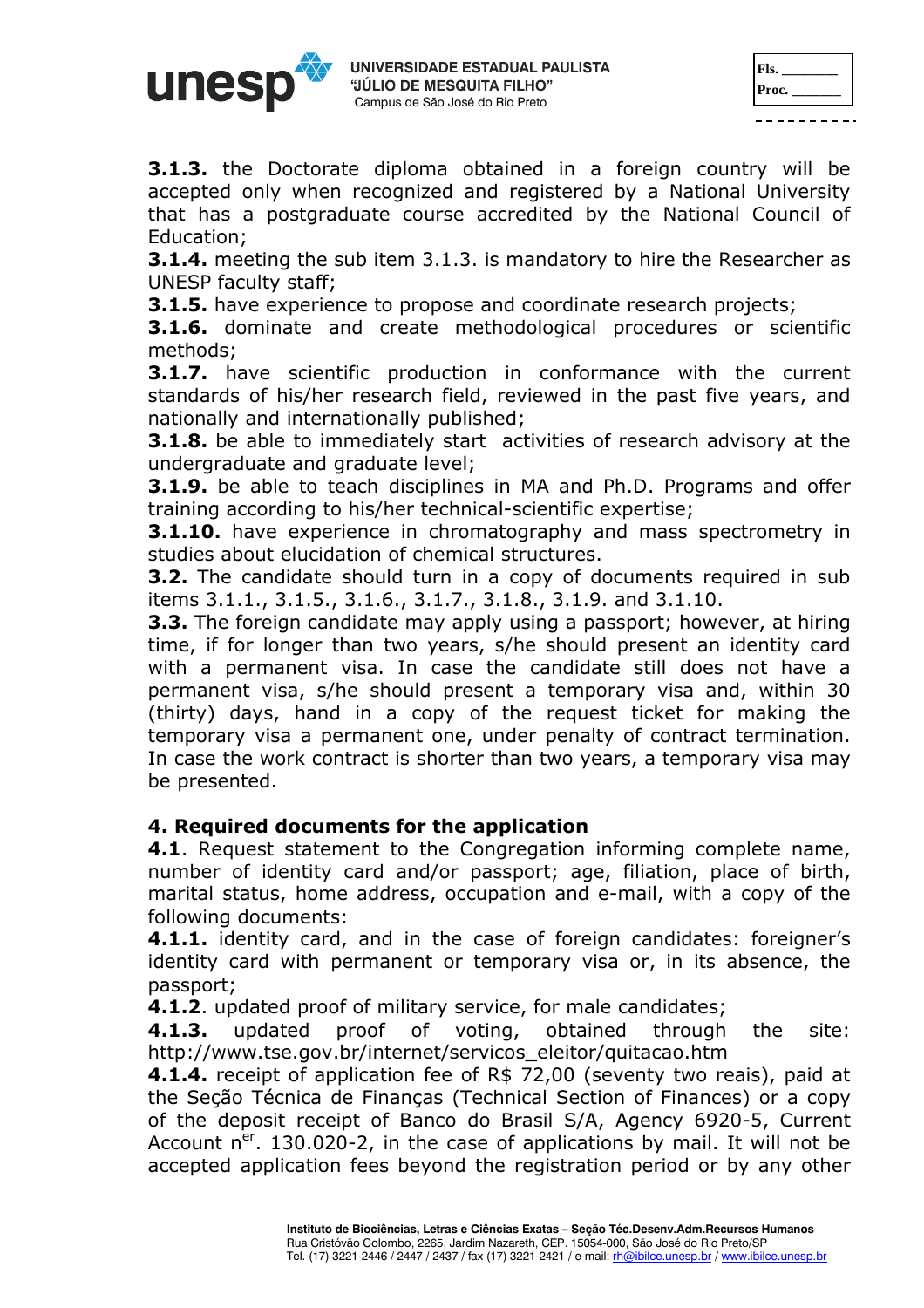**3.1.3.** the Doctorate diploma obtained in a foreign country will be accepted only when recognized and registered by a National University that has a postgraduate course accredited by the National Council of Education;

**3.1.4.** meeting the sub item 3.1.3. is mandatory to hire the Researcher as UNESP faculty staff;

**3.1.5.** have experience to propose and coordinate research projects;

**3.1.6.** dominate and create methodological procedures or scientific methods;

**3.1.7.** have scientific production in conformance with the current standards of his/her research field, reviewed in the past five years, and nationally and internationally published;

**3.1.8.** be able to immediately start activities of research advisory at the undergraduate and graduate level;

**3.1.9.** be able to teach disciplines in MA and Ph.D. Programs and offer training according to his/her technical-scientific expertise;

**3.1.10.** have experience in chromatography and mass spectrometry in studies about elucidation of chemical structures.

**3.2.** The candidate should turn in a copy of documents required in sub items 3.1.1., 3.1.5., 3.1.6., 3.1.7., 3.1.8., 3.1.9. and 3.1.10.

**3.3.** The foreign candidate may apply using a passport; however, at hiring time, if for longer than two years, s/he should present an identity card with a permanent visa. In case the candidate still does not have a permanent visa, s/he should present a temporary visa and, within 30 (thirty) days, hand in a copy of the request ticket for making the temporary visa a permanent one, under penalty of contract termination. In case the work contract is shorter than two years, a temporary visa may be presented.

## 4. Required documents for the application

**4.1**. Request statement to the Congregation informing complete name, number of identity card and/or passport; age, filiation, place of birth, marital status, home address, occupation and e-mail, with a copy of the following documents:

**4.1.1.** identity card, and in the case of foreign candidates: foreigner's identity card with permanent or temporary visa or, in its absence, the passport;

**4.1.2**. updated proof of military service, for male candidates;

**4.1.3.** updated proof of voting, obtained through the site: http://www.tse.gov.br/internet/servicos_eleitor/quitacao.htm

**4.1.4.** receipt of application fee of R$ 72,00 (seventy two reais), paid at the Seção Técnica de Finanças (Technical Section of Finances) or a copy of the deposit receipt of Banco do Brasil S/A, Agency 6920-5, Current Account n$^{er}$. 130.020-2, in the case of applications by mail. It will not be accepted application fees beyond the registration period or by any other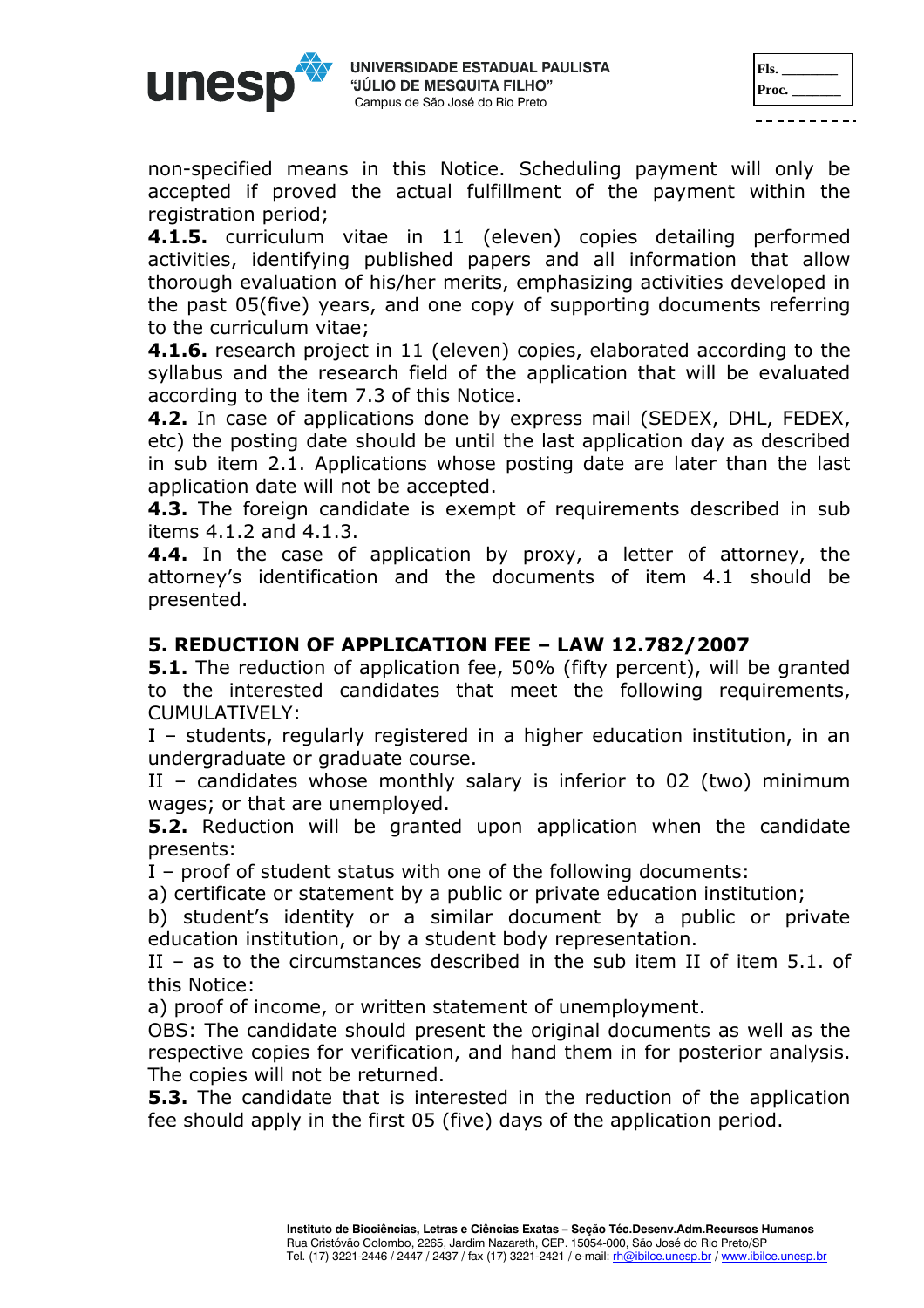non-specified means in this Notice. Scheduling payment will only be accepted if proved the actual fulfillment of the payment within the registration period;

**4.1.5.** curriculum vitae in 11 (eleven) copies detailing performed activities, identifying published papers and all information that allow thorough evaluation of his/her merits, emphasizing activities developed in the past 05(five) years, and one copy of supporting documents referring to the curriculum vitae;

**4.1.6.** research project in 11 (eleven) copies, elaborated according to the syllabus and the research field of the application that will be evaluated according to the item 7.3 of this Notice.

**4.2.** In case of applications done by express mail (SEDEX, DHL, FEDEX, etc) the posting date should be until the last application day as described in sub item 2.1. Applications whose posting date are later than the last application date will not be accepted.

**4.3.** The foreign candidate is exempt of requirements described in sub items 4.1.2 and 4.1.3.

**4.4.** In the case of application by proxy, a letter of attorney, the attorney's identification and the documents of item 4.1 should be presented.

## 5. REDUCTION OF APPLICATION FEE – LAW 12.782/2007

**5.1.** The reduction of application fee, 50% (fifty percent), will be granted to the interested candidates that meet the following requirements, CUMULATIVELY:

I – students, regularly registered in a higher education institution, in an undergraduate or graduate course.

II – candidates whose monthly salary is inferior to 02 (two) minimum wages; or that are unemployed.

**5.2.** Reduction will be granted upon application when the candidate presents:

I – proof of student status with one of the following documents:

a) certificate or statement by a public or private education institution;

b) student's identity or a similar document by a public or private education institution, or by a student body representation.

II – as to the circumstances described in the sub item II of item 5.1. of this Notice:

a) proof of income, or written statement of unemployment.

OBS: The candidate should present the original documents as well as the respective copies for verification, and hand them in for posterior analysis. The copies will not be returned.

**5.3.** The candidate that is interested in the reduction of the application fee should apply in the first 05 (five) days of the application period.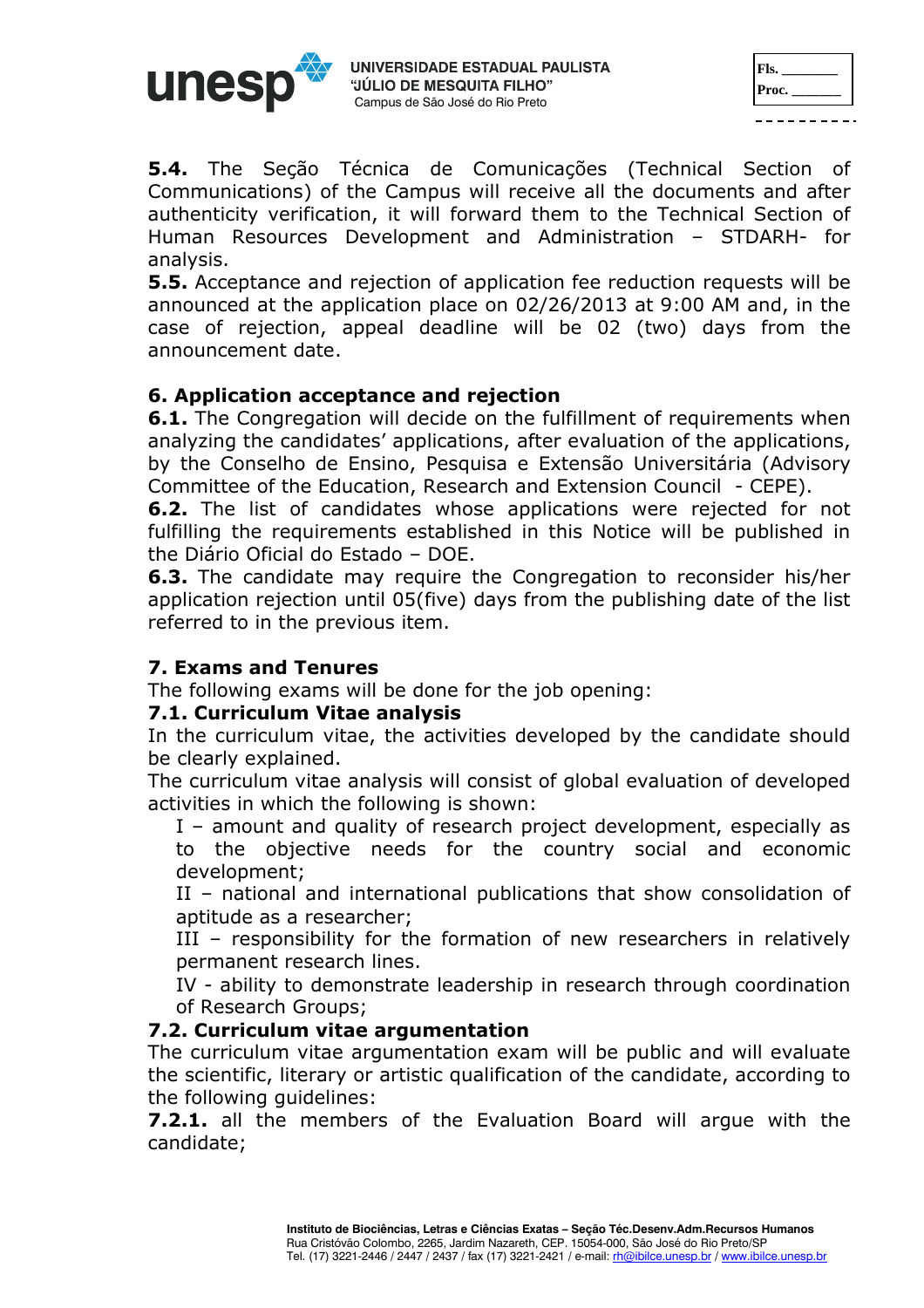**5.4.** The Seção Técnica de Comunicações (Technical Section of Communications) of the Campus will receive all the documents and after authenticity verification, it will forward them to the Technical Section of Human Resources Development and Administration – STDARH- for analysis.

**5.5.** Acceptance and rejection of application fee reduction requests will be announced at the application place on 02/26/2013 at 9:00 AM and, in the case of rejection, appeal deadline will be 02 (two) days from the announcement date.

## 6. Application acceptance and rejection

**6.1.** The Congregation will decide on the fulfillment of requirements when analyzing the candidates' applications, after evaluation of the applications, by the Conselho de Ensino, Pesquisa e Extensão Universitária (Advisory Committee of the Education, Research and Extension Council - CEPE).

**6.2.** The list of candidates whose applications were rejected for not fulfilling the requirements established in this Notice will be published in the Diário Oficial do Estado – DOE.

**6.3.** The candidate may require the Congregation to reconsider his/her application rejection until 05(five) days from the publishing date of the list referred to in the previous item.

## 7. Exams and Tenures

The following exams will be done for the job opening:

### 7.1. Curriculum Vitae analysis

In the curriculum vitae, the activities developed by the candidate should be clearly explained.

The curriculum vitae analysis will consist of global evaluation of developed activities in which the following is shown:

I – amount and quality of research project development, especially as to the objective needs for the country social and economic development;

II – national and international publications that show consolidation of aptitude as a researcher;

III – responsibility for the formation of new researchers in relatively permanent research lines.

IV - ability to demonstrate leadership in research through coordination of Research Groups;

### 7.2. Curriculum vitae argumentation

The curriculum vitae argumentation exam will be public and will evaluate the scientific, literary or artistic qualification of the candidate, according to the following guidelines:

**7.2.1.** all the members of the Evaluation Board will argue with the candidate;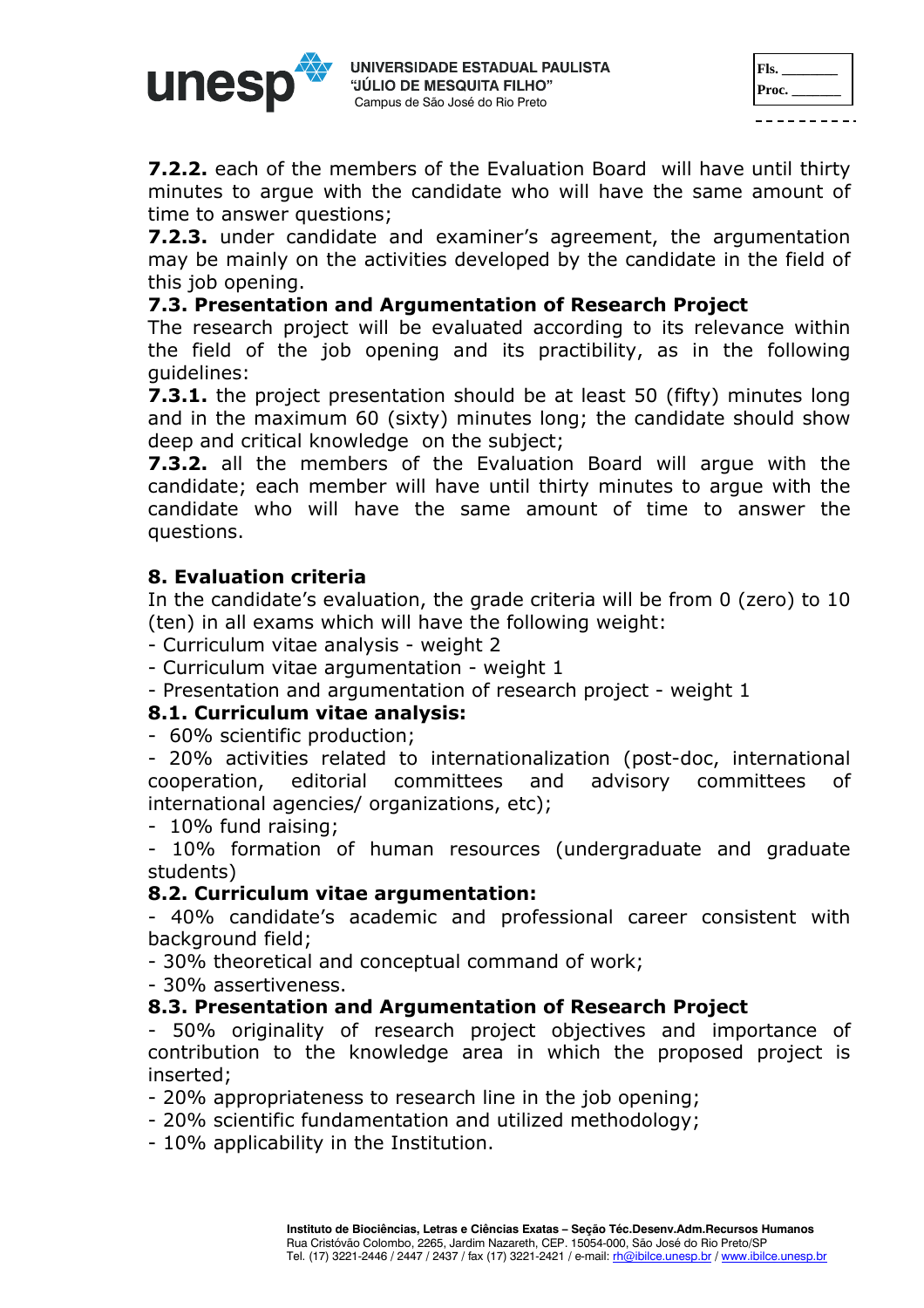**7.2.2.** each of the members of the Evaluation Board will have until thirty minutes to argue with the candidate who will have the same amount of time to answer questions;

**7.2.3.** under candidate and examiner's agreement, the argumentation may be mainly on the activities developed by the candidate in the field of this job opening.

**7.3. Presentation and Argumentation of Research Project**

The research project will be evaluated according to its relevance within the field of the job opening and its practibility, as in the following guidelines:

**7.3.1.** the project presentation should be at least 50 (fifty) minutes long and in the maximum 60 (sixty) minutes long; the candidate should show deep and critical knowledge on the subject;

**7.3.2.** all the members of the Evaluation Board will argue with the candidate; each member will have until thirty minutes to argue with the candidate who will have the same amount of time to answer the questions.

## 8. Evaluation criteria

In the candidate's evaluation, the grade criteria will be from 0 (zero) to 10 (ten) in all exams which will have the following weight:

- Curriculum vitae analysis - weight 2
- Curriculum vitae argumentation - weight 1
- Presentation and argumentation of research project - weight 1

**8.1. Curriculum vitae analysis:**

- 60% scientific production;
- 20% activities related to internationalization (post-doc, international cooperation, editorial committees and advisory committees of international agencies/ organizations, etc);
- 10% fund raising;
- 10% formation of human resources (undergraduate and graduate students)

**8.2. Curriculum vitae argumentation:**

- 40% candidate's academic and professional career consistent with background field;
- 30% theoretical and conceptual command of work;
- 30% assertiveness.

**8.3. Presentation and Argumentation of Research Project**

- 50% originality of research project objectives and importance of contribution to the knowledge area in which the proposed project is inserted;
- 20% appropriateness to research line in the job opening;
- 20% scientific fundamentation and utilized methodology;
- 10% applicability in the Institution.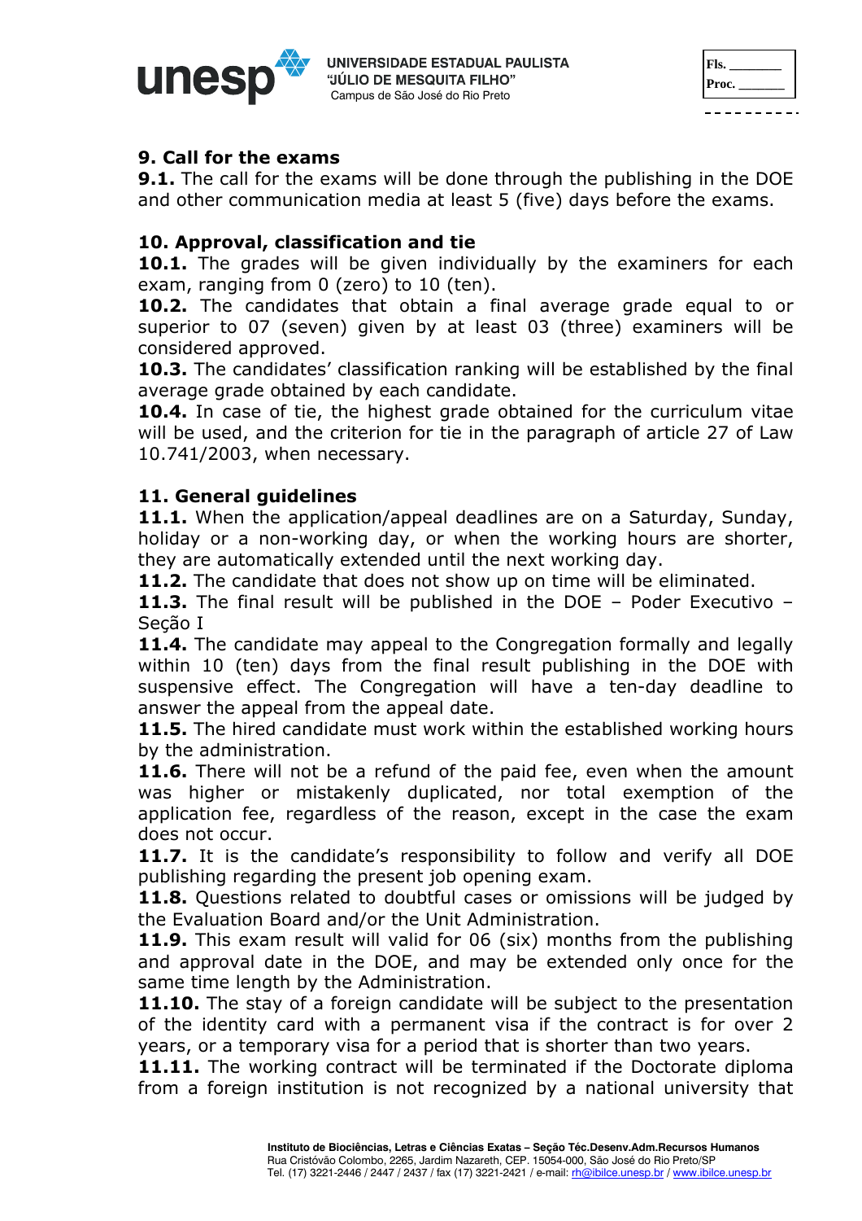## 9. Call for the exams

**9.1.** The call for the exams will be done through the publishing in the DOE and other communication media at least 5 (five) days before the exams.

## 10. Approval, classification and tie

**10.1.** The grades will be given individually by the examiners for each exam, ranging from 0 (zero) to 10 (ten).

**10.2.** The candidates that obtain a final average grade equal to or superior to 07 (seven) given by at least 03 (three) examiners will be considered approved.

**10.3.** The candidates' classification ranking will be established by the final average grade obtained by each candidate.

**10.4.** In case of tie, the highest grade obtained for the curriculum vitae will be used, and the criterion for tie in the paragraph of article 27 of Law 10.741/2003, when necessary.

## 11. General guidelines

**11.1.** When the application/appeal deadlines are on a Saturday, Sunday, holiday or a non-working day, or when the working hours are shorter, they are automatically extended until the next working day.

**11.2.** The candidate that does not show up on time will be eliminated.

**11.3.** The final result will be published in the DOE – Poder Executivo – Seção I

**11.4.** The candidate may appeal to the Congregation formally and legally within 10 (ten) days from the final result publishing in the DOE with suspensive effect. The Congregation will have a ten-day deadline to answer the appeal from the appeal date.

**11.5.** The hired candidate must work within the established working hours by the administration.

**11.6.** There will not be a refund of the paid fee, even when the amount was higher or mistakenly duplicated, nor total exemption of the application fee, regardless of the reason, except in the case the exam does not occur.

**11.7.** It is the candidate's responsibility to follow and verify all DOE publishing regarding the present job opening exam.

**11.8.** Questions related to doubtful cases or omissions will be judged by the Evaluation Board and/or the Unit Administration.

**11.9.** This exam result will valid for 06 (six) months from the publishing and approval date in the DOE, and may be extended only once for the same time length by the Administration.

**11.10.** The stay of a foreign candidate will be subject to the presentation of the identity card with a permanent visa if the contract is for over 2 years, or a temporary visa for a period that is shorter than two years.

**11.11.** The working contract will be terminated if the Doctorate diploma from a foreign institution is not recognized by a national university that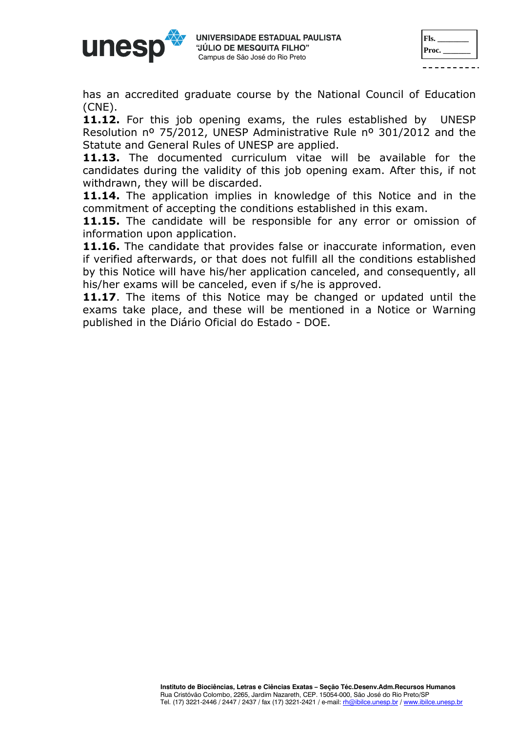has an accredited graduate course by the National Council of Education (CNE).

**11.12.** For this job opening exams, the rules established by UNESP Resolution nº 75/2012, UNESP Administrative Rule nº 301/2012 and the Statute and General Rules of UNESP are applied.

**11.13.** The documented curriculum vitae will be available for the candidates during the validity of this job opening exam. After this, if not withdrawn, they will be discarded.

**11.14.** The application implies in knowledge of this Notice and in the commitment of accepting the conditions established in this exam.

**11.15.** The candidate will be responsible for any error or omission of information upon application.

**11.16.** The candidate that provides false or inaccurate information, even if verified afterwards, or that does not fulfill all the conditions established by this Notice will have his/her application canceled, and consequently, all his/her exams will be canceled, even if s/he is approved.

**11.17**. The items of this Notice may be changed or updated until the exams take place, and these will be mentioned in a Notice or Warning published in the Diário Oficial do Estado - DOE.